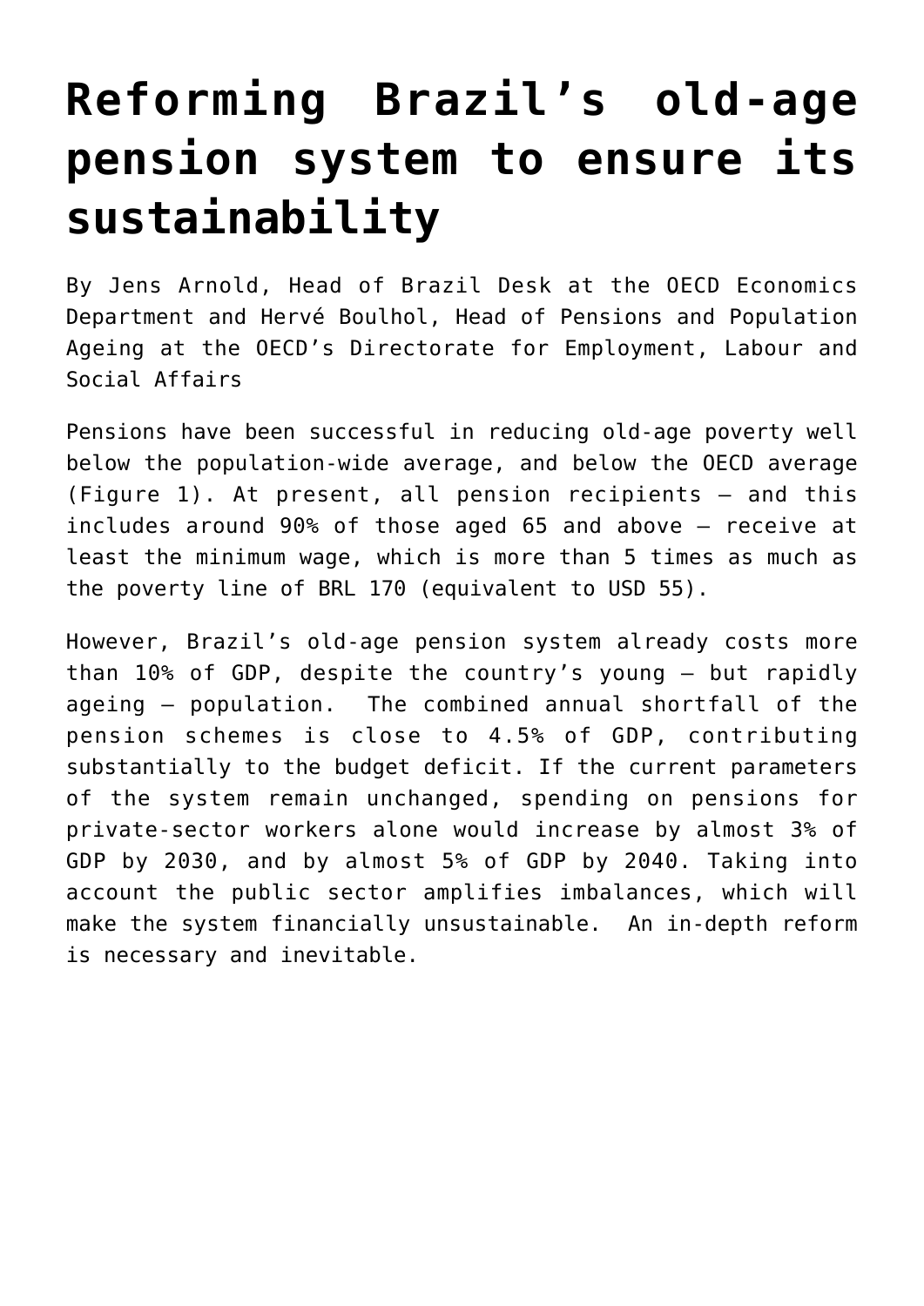# Reforming Brazil's old-age pension system to ensure its sustainability

By Jens Arnold, Head of Brazil Desk at the OECD Economics Department and Hervé Boulhol, Head of Pensions and Population Ageing at the OECD's Directorate for Employment, Labour and Social Affairs

Pensions have been successful in reducing old-age poverty well below the population-wide average, and below the OECD average (Figure 1). At present, all pension recipients – and this includes around 90% of those aged 65 and above – receive at least the minimum wage, which is more than 5 times as much as the poverty line of BRL 170 (equivalent to USD 55).

However, Brazil's old-age pension system already costs more than 10% of GDP, despite the country's young – but rapidly ageing – population. The combined annual shortfall of the pension schemes is close to 4.5% of GDP, contributing substantially to the budget deficit. If the current parameters of the system remain unchanged, spending on pensions for private-sector workers alone would increase by almost 3% of GDP by 2030, and by almost 5% of GDP by 2040. Taking into account the public sector amplifies imbalances, which will make the system financially unsustainable. An in-depth reform is necessary and inevitable.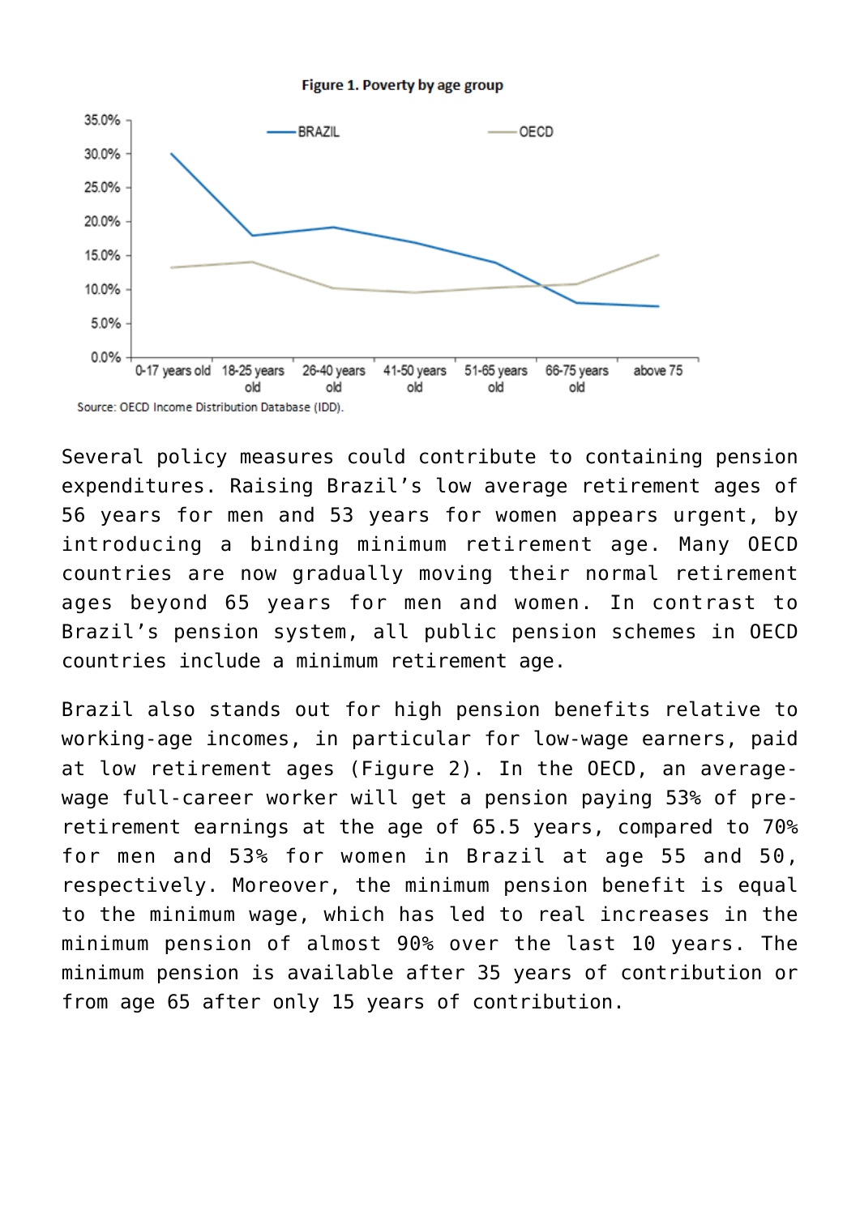**Figure 1. Poverty by age group**

Source: OECD Income Distribution Database (IDD).

Several policy measures could contribute to containing pension expenditures. Raising Brazil's low average retirement ages of 56 years for men and 53 years for women appears urgent, by introducing a binding minimum retirement age. Many OECD countries are now gradually moving their normal retirement ages beyond 65 years for men and women. In contrast to Brazil's pension system, all public pension schemes in OECD countries include a minimum retirement age.

Brazil also stands out for high pension benefits relative to working-age incomes, in particular for low-wage earners, paid at low retirement ages (Figure 2). In the OECD, an average-wage full-career worker will get a pension paying 53% of pre-retirement earnings at the age of 65.5 years, compared to 70% for men and 53% for women in Brazil at age 55 and 50, respectively. Moreover, the minimum pension benefit is equal to the minimum wage, which has led to real increases in the minimum pension of almost 90% over the last 10 years. The minimum pension is available after 35 years of contribution or from age 65 after only 15 years of contribution.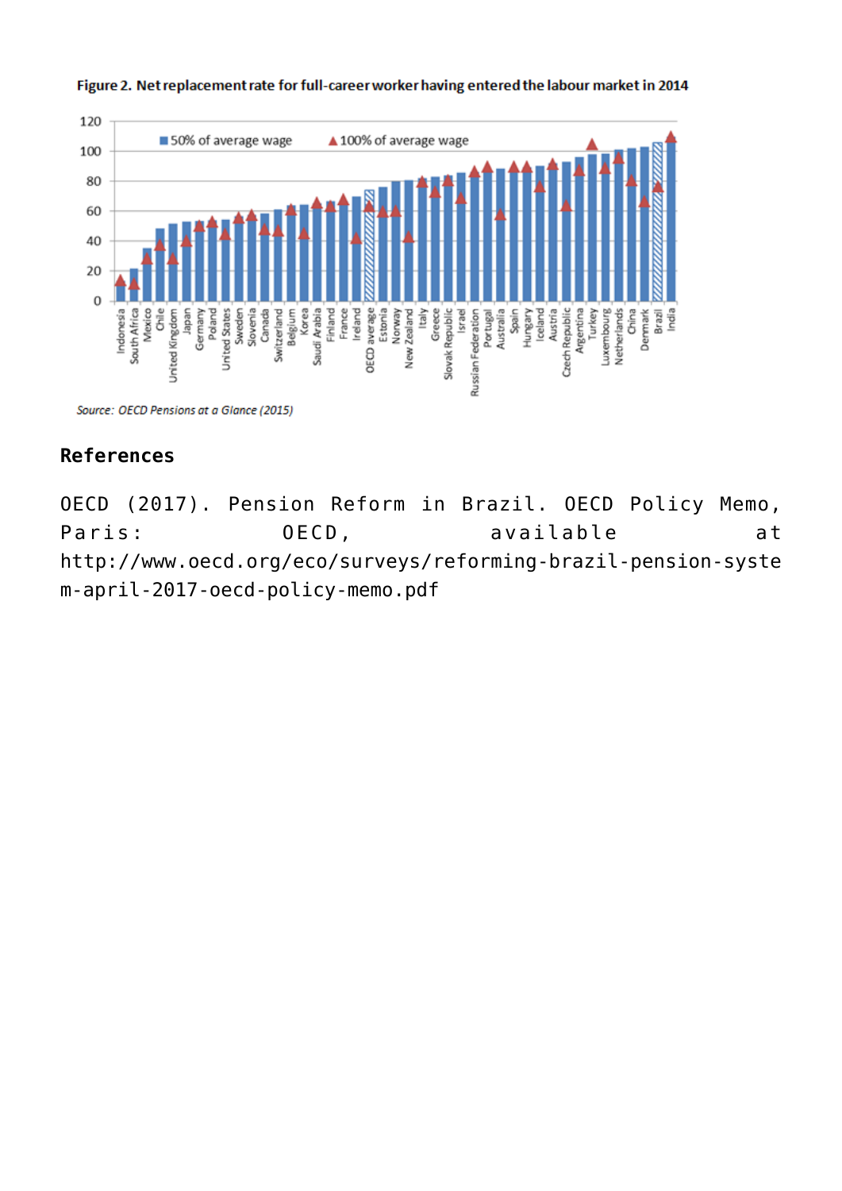**Figure 2. Net replacement rate for full-career worker having entered the labour market in 2014**

120
100
80
60
40
20
0

50% of average wage
100% of average wage

Indonesia
South Africa
Mexico
Chile
United Kingdom
Japan
Germany
Poland
United States
Sweden
Slovenia
Canada
Switzerland
Belgium
Korea
Saudi Arabia
Finland
France
Ireland
OECD average
Estonia
Norway
New Zealand
Italy
Greece
Slovak Republic
Israel
Russian Federation
Portugal
Australia
Spain
Hungary
Iceland
Austria
Czech Republic
Argentina
Turkey
Luxembourg
Netherlands
China
Denmark
Brazil
India

*Source: OECD Pensions at a Glance (2015)*

## References

OECD (2017). Pension Reform in Brazil. OECD Policy Memo, Paris: OECD, available at http://www.oecd.org/eco/surveys/reforming-brazil-pension-system-april-2017-oecd-policy-memo.pdf